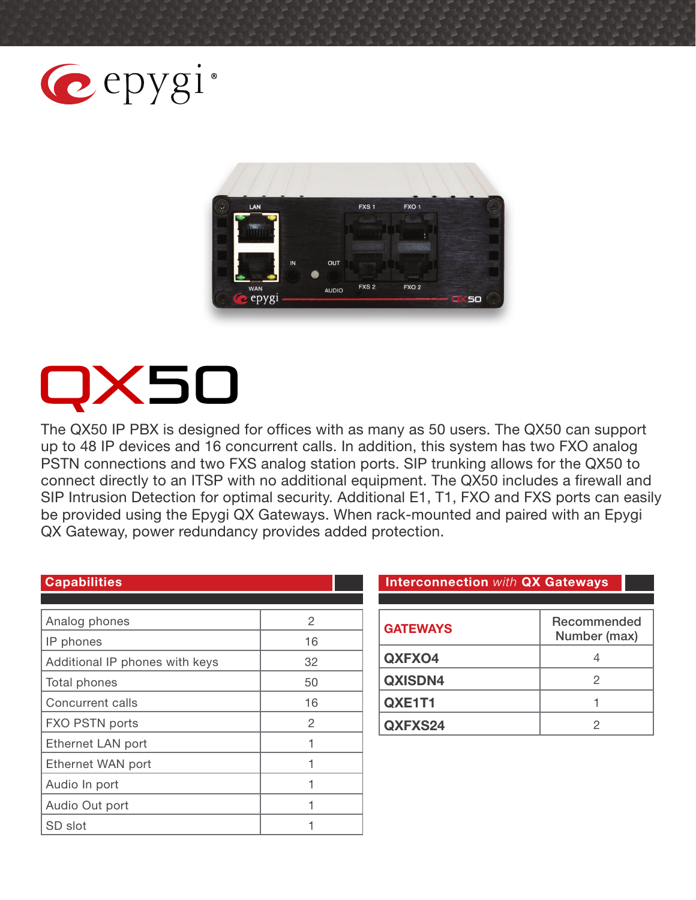epygi®

# QX50

The QX50 IP PBX is designed for offices with as many as 50 users. The QX50 can support up to 48 IP devices and 16 concurrent calls. In addition, this system has two FXO analog PSTN connections and two FXS analog station ports. SIP trunking allows for the QX50 to connect directly to an ITSP with no additional equipment. The QX50 includes a firewall and SIP Intrusion Detection for optimal security. Additional E1, T1, FXO and FXS ports can easily be provided using the Epygi QX Gateways. When rack-mounted and paired with an Epygi QX Gateway, power redundancy provides added protection.

## Capabilities

| | |
|---|---|
| Analog phones | 2 |
| IP phones | 16 |
| Additional IP phones with keys | 32 |
| Total phones | 50 |
| Concurrent calls | 16 |
| FXO PSTN ports | 2 |
| Ethernet LAN port | 1 |
| Ethernet WAN port | 1 |
| Audio In port | 1 |
| Audio Out port | 1 |
| SD slot | 1 |

## Interconnection *with* QX Gateways

| GATEWAYS | Recommended Number (max) |
|---|---|
| **QXFXO4** | 4 |
| **QXISDN4** | 2 |
| **QXE1T1** | 1 |
| **QXFXS24** | 2 |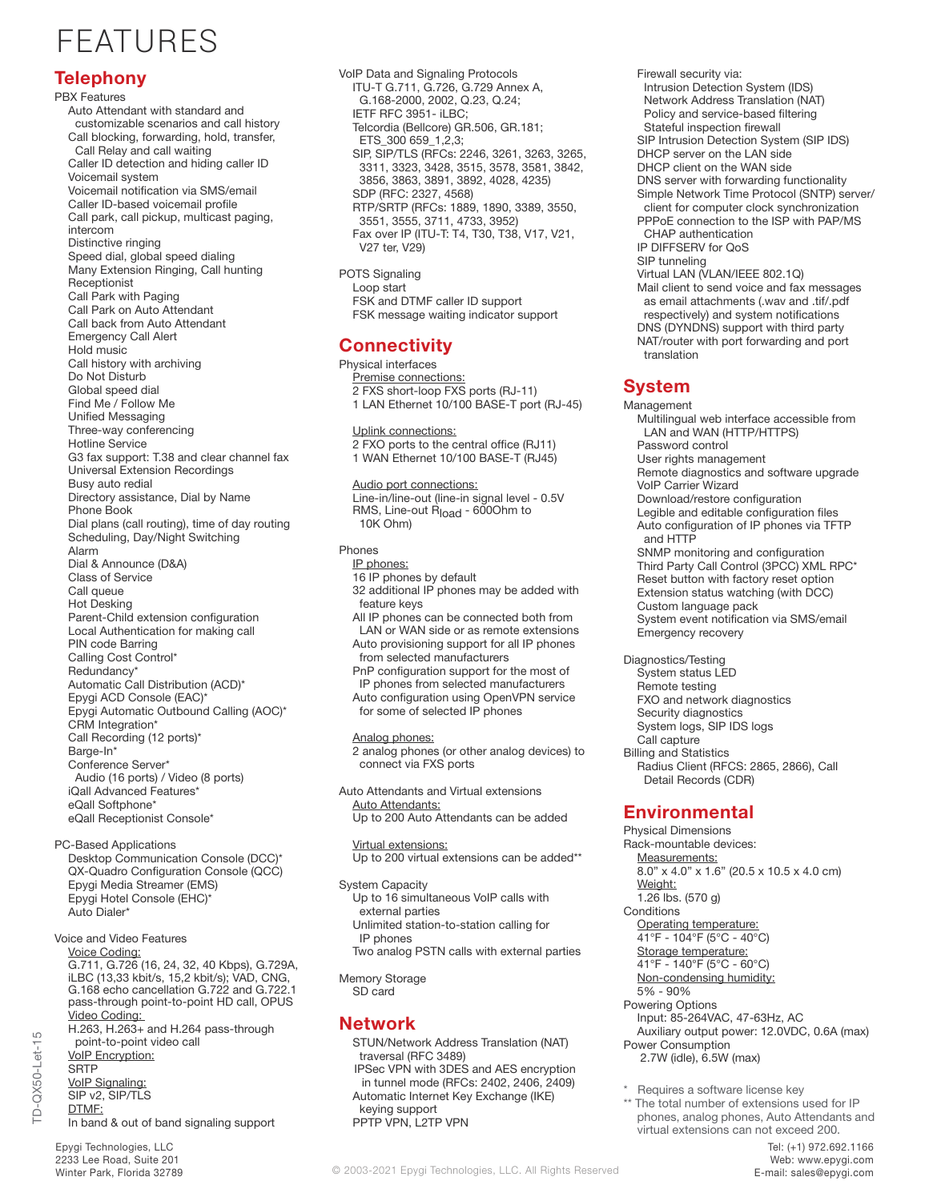# FEATURES

## Telephony

PBX Features

- Auto Attendant with standard and customizable scenarios and call history
- Call blocking, forwarding, hold, transfer, Call Relay and call waiting
- Caller ID detection and hiding caller ID
- Voicemail system
- Voicemail notification via SMS/email
- Caller ID-based voicemail profile
- Call park, call pickup, multicast paging, intercom
- Distinctive ringing
- Speed dial, global speed dialing
- Many Extension Ringing, Call hunting
- Receptionist
- Call Park with Paging
- Call Park on Auto Attendant
- Call back from Auto Attendant
- Emergency Call Alert
- Hold music
- Call history with archiving
- Do Not Disturb
- Global speed dial
- Find Me / Follow Me
- Unified Messaging
- Three-way conferencing
- Hotline Service
- G3 fax support: T.38 and clear channel fax
- Universal Extension Recordings
- Busy auto redial
- Directory assistance, Dial by Name
- Phone Book
- Dial plans (call routing), time of day routing
- Scheduling, Day/Night Switching
- Alarm
- Dial & Announce (D&A)
- Class of Service
- Call queue
- Hot Desking
- Parent-Child extension configuration
- Local Authentication for making call
- PIN code Barring
- Calling Cost Control*
- Redundancy*
- Automatic Call Distribution (ACD)*
- Epygi ACD Console (EAC)*
- Epygi Automatic Outbound Calling (AOC)*
- CRM Integration*
- Call Recording (12 ports)*
- Barge-In*
- Conference Server* Audio (16 ports) / Video (8 ports)
- iQall Advanced Features*
- eQall Softphone*
- eQall Receptionist Console*

PC-Based Applications

- Desktop Communication Console (DCC)*
- QX-Quadro Configuration Console (QCC)
- Epygi Media Streamer (EMS)
- Epygi Hotel Console (EHC)*
- Auto Dialer*

Voice and Video Features

Voice Coding:
G.711, G.726 (16, 24, 32, 40 Kbps), G.729A, iLBC (13,33 kbit/s, 15,2 kbit/s); VAD, CNG, G.168 echo cancellation G.722 and G.722.1 pass-through point-to-point HD call, OPUS

Video Coding:
H.263, H.263+ and H.264 pass-through point-to-point video call

VoIP Encryption:
SRTP

VoIP Signaling:
SIP v2, SIP/TLS

DTMF:
In band & out of band signaling support

VoIP Data and Signaling Protocols

- ITU-T G.711, G.726, G.729 Annex A, G.168-2000, 2002, Q.23, Q.24;
- IETF RFC 3951- iLBC;
- Telcordia (Bellcore) GR.506, GR.181; ETS_300 659_1,2,3;
- SIP, SIP/TLS (RFCs: 2246, 3261, 3263, 3265, 3311, 3323, 3428, 3515, 3578, 3581, 3842, 3856, 3863, 3891, 3892, 4028, 4235)
- SDP (RFC: 2327, 4568)
- RTP/SRTP (RFCs: 1889, 1890, 3389, 3550, 3551, 3555, 3711, 4733, 3952)
- Fax over IP (ITU-T: T4, T30, T38, V17, V21, V27 ter, V29)

POTS Signaling

- Loop start
- FSK and DTMF caller ID support
- FSK message waiting indicator support

## Connectivity

Physical interfaces

Premise connections:
2 FXS short-loop FXS ports (RJ-11)
1 LAN Ethernet 10/100 BASE-T port (RJ-45)

Uplink connections:
2 FXO ports to the central office (RJ11)
1 WAN Ethernet 10/100 BASE-T (RJ45)

Audio port connections:
Line-in/line-out (line-in signal level - 0.5V RMS, Line-out $R_{load}$ - 600Ohm to 10K Ohm)

Phones

IP phones:
- 16 IP phones by default
- 32 additional IP phones may be added with feature keys
- All IP phones can be connected both from LAN or WAN side or as remote extensions
- Auto provisioning support for all IP phones from selected manufacturers
- PnP configuration support for the most of IP phones from selected manufacturers
- Auto configuration using OpenVPN service for some of selected IP phones

Analog phones:
2 analog phones (or other analog devices) to connect via FXS ports

Auto Attendants and Virtual extensions

Auto Attendants:
Up to 200 Auto Attendants can be added

Virtual extensions:
Up to 200 virtual extensions can be added**

System Capacity

- Up to 16 simultaneous VoIP calls with external parties
- Unlimited station-to-station calling for IP phones
- Two analog PSTN calls with external parties

Memory Storage

- SD card

## Network

- STUN/Network Address Translation (NAT) traversal (RFC 3489)
- IPSec VPN with 3DES and AES encryption in tunnel mode (RFCs: 2402, 2406, 2409)
- Automatic Internet Key Exchange (IKE) keying support
- PPTP VPN, L2TP VPN
- Firewall security via:
  - Intrusion Detection System (IDS)
  - Network Address Translation (NAT)
  - Policy and service-based filtering
  - Stateful inspection firewall
- SIP Intrusion Detection System (SIP IDS)
- DHCP server on the LAN side
- DHCP client on the WAN side
- DNS server with forwarding functionality
- Simple Network Time Protocol (SNTP) server/client for computer clock synchronization
- PPPoE connection to the ISP with PAP/MS CHAP authentication
- IP DIFFSERV for QoS
- SIP tunneling
- Virtual LAN (VLAN/IEEE 802.1Q)
- Mail client to send voice and fax messages as email attachments (.wav and .tif/.pdf respectively) and system notifications
- DNS (DYNDNS) support with third party
- NAT/router with port forwarding and port translation

## System

Management

- Multilingual web interface accessible from LAN and WAN (HTTP/HTTPS)
- Password control
- User rights management
- Remote diagnostics and software upgrade
- VoIP Carrier Wizard
- Download/restore configuration
- Legible and editable configuration files
- Auto configuration of IP phones via TFTP and HTTP
- SNMP monitoring and configuration
- Third Party Call Control (3PCC) XML RPC*
- Reset button with factory reset option
- Extension status watching (with DCC)
- Custom language pack
- System event notification via SMS/email
- Emergency recovery

Diagnostics/Testing

- System status LED
- Remote testing
- FXO and network diagnostics
- Security diagnostics
- System logs, SIP IDS logs
- Call capture

Billing and Statistics

- Radius Client (RFCS: 2865, 2866), Call Detail Records (CDR)

## Environmental

Physical Dimensions

Rack-mountable devices:

Measurements:
8.0" x 4.0" x 1.6" (20.5 x 10.5 x 4.0 cm)

Weight:
1.26 lbs. (570 g)

Conditions

Operating temperature:
41°F - 104°F (5°C - 40°C)

Storage temperature:
41°F - 140°F (5°C - 60°C)

Non-condensing humidity:
5% - 90%

Powering Options

- Input: 85-264VAC, 47-63Hz, AC
- Auxiliary output power: 12.0VDC, 0.6A (max)

Power Consumption

- 2.7W (idle), 6.5W (max)

\* Requires a software license key

\*\* The total number of extensions used for IP phones, analog phones, Auto Attendants and virtual extensions can not exceed 200.

TD-QX50-Let-15

Epygi Technologies, LLC
2233 Lee Road, Suite 201
Winter Park, Florida 32789

© 2003-2021 Epygi Technologies, LLC. All Rights Reserved

Tel: (+1) 972.692.1166
Web: www.epygi.com
E-mail: sales@epygi.com